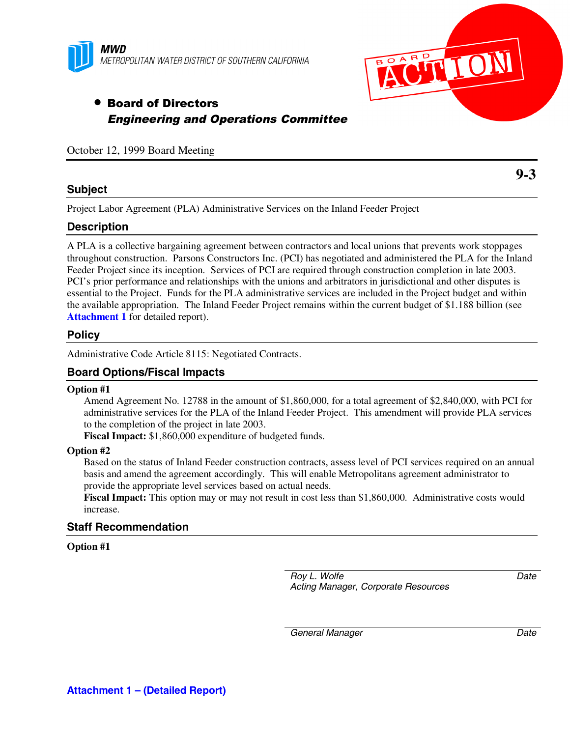**MWD**
METROPOLITAN WATER DISTRICT OF SOUTHERN CALIFORNIA

BOARD ACTION

- **Board of Directors**
  ***Engineering and Operations Committee***

October 12, 1999 Board Meeting

**9-3**

## Subject

Project Labor Agreement (PLA) Administrative Services on the Inland Feeder Project

## Description

A PLA is a collective bargaining agreement between contractors and local unions that prevents work stoppages throughout construction. Parsons Constructors Inc. (PCI) has negotiated and administered the PLA for the Inland Feeder Project since its inception. Services of PCI are required through construction completion in late 2003. PCI's prior performance and relationships with the unions and arbitrators in jurisdictional and other disputes is essential to the Project. Funds for the PLA administrative services are included in the Project budget and within the available appropriation. The Inland Feeder Project remains within the current budget of $1.188 billion (see **Attachment 1** for detailed report).

## Policy

Administrative Code Article 8115: Negotiated Contracts.

## Board Options/Fiscal Impacts

**Option #1**

Amend Agreement No. 12788 in the amount of $1,860,000, for a total agreement of $2,840,000, with PCI for administrative services for the PLA of the Inland Feeder Project. This amendment will provide PLA services to the completion of the project in late 2003.
**Fiscal Impact:** $1,860,000 expenditure of budgeted funds.

**Option #2**

Based on the status of Inland Feeder construction contracts, assess level of PCI services required on an annual basis and amend the agreement accordingly. This will enable Metropolitans agreement administrator to provide the appropriate level services based on actual needs.
**Fiscal Impact:** This option may or may not result in cost less than $1,860,000. Administrative costs would increase.

## Staff Recommendation

**Option #1**

*Roy L. Wolfe* *Date*
*Acting Manager, Corporate Resources*

*General Manager* *Date*

**Attachment 1 – (Detailed Report)**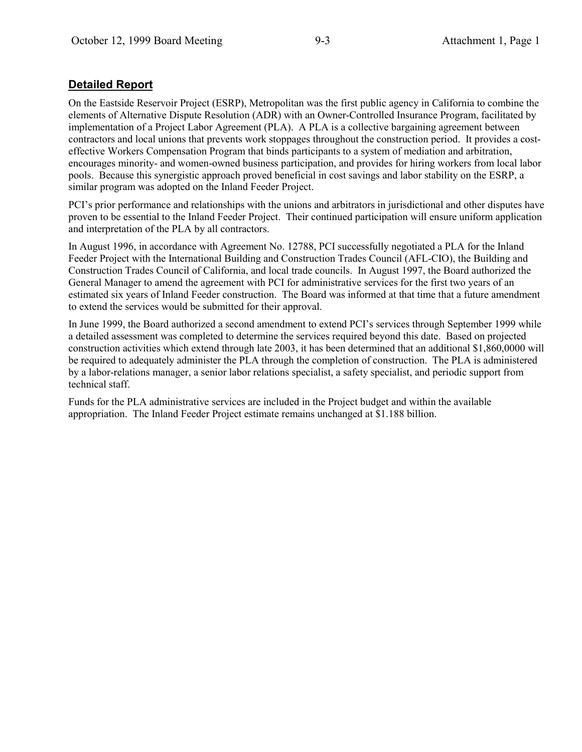## **Detailed Report**

On the Eastside Reservoir Project (ESRP), Metropolitan was the first public agency in California to combine the elements of Alternative Dispute Resolution (ADR) with an Owner-Controlled Insurance Program, facilitated by implementation of a Project Labor Agreement (PLA). A PLA is a collective bargaining agreement between contractors and local unions that prevents work stoppages throughout the construction period. It provides a cost-effective Workers Compensation Program that binds participants to a system of mediation and arbitration, encourages minority- and women-owned business participation, and provides for hiring workers from local labor pools. Because this synergistic approach proved beneficial in cost savings and labor stability on the ESRP, a similar program was adopted on the Inland Feeder Project.

PCI's prior performance and relationships with the unions and arbitrators in jurisdictional and other disputes have proven to be essential to the Inland Feeder Project. Their continued participation will ensure uniform application and interpretation of the PLA by all contractors.

In August 1996, in accordance with Agreement No. 12788, PCI successfully negotiated a PLA for the Inland Feeder Project with the International Building and Construction Trades Council (AFL-CIO), the Building and Construction Trades Council of California, and local trade councils. In August 1997, the Board authorized the General Manager to amend the agreement with PCI for administrative services for the first two years of an estimated six years of Inland Feeder construction. The Board was informed at that time that a future amendment to extend the services would be submitted for their approval.

In June 1999, the Board authorized a second amendment to extend PCI's services through September 1999 while a detailed assessment was completed to determine the services required beyond this date. Based on projected construction activities which extend through late 2003, it has been determined that an additional $1,860,0000 will be required to adequately administer the PLA through the completion of construction. The PLA is administered by a labor-relations manager, a senior labor relations specialist, a safety specialist, and periodic support from technical staff.

Funds for the PLA administrative services are included in the Project budget and within the available appropriation. The Inland Feeder Project estimate remains unchanged at $1.188 billion.